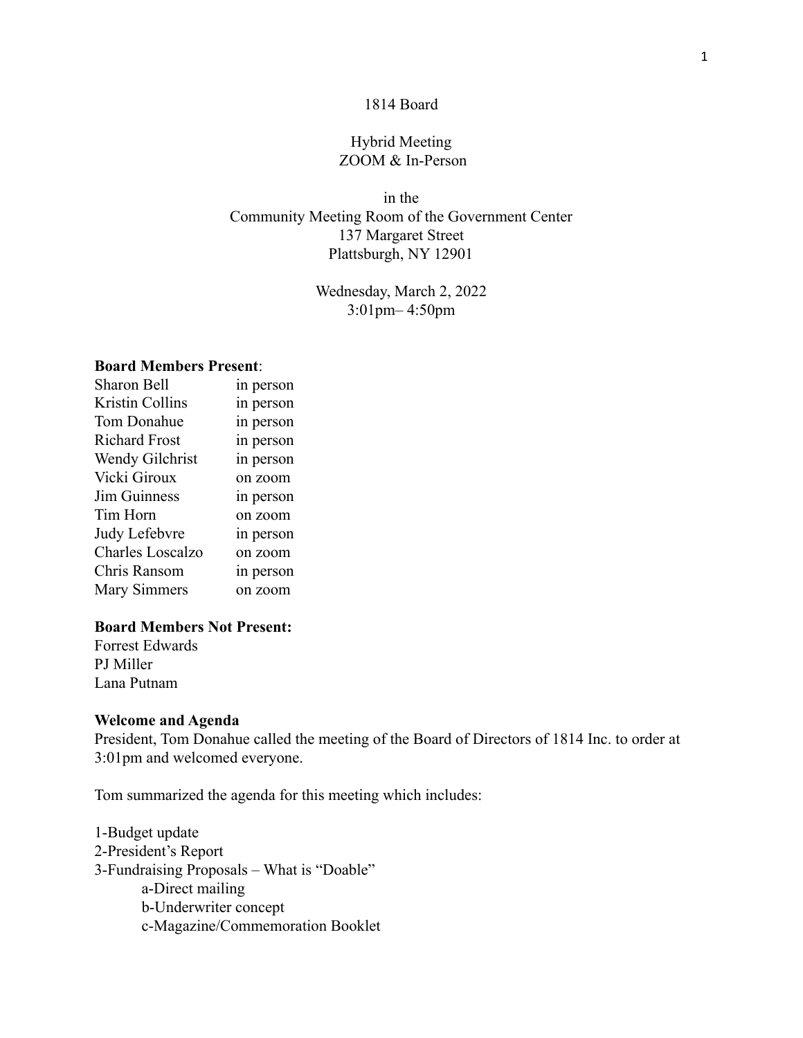# 1814 Board

Hybrid Meeting
ZOOM & In-Person

in the
Community Meeting Room of the Government Center
137 Margaret Street
Plattsburgh, NY 12901

Wednesday, March 2, 2022
3:01pm– 4:50pm

**Board Members Present**:

| | |
|---|---|
| Sharon Bell | in person |
| Kristin Collins | in person |
| Tom Donahue | in person |
| Richard Frost | in person |
| Wendy Gilchrist | in person |
| Vicki Giroux | on zoom |
| Jim Guinness | in person |
| Tim Horn | on zoom |
| Judy Lefebvre | in person |
| Charles Loscalzo | on zoom |
| Chris Ransom | in person |
| Mary Simmers | on zoom |

**Board Members Not Present:**

Forrest Edwards
PJ Miller
Lana Putnam

**Welcome and Agenda**

President, Tom Donahue called the meeting of the Board of Directors of 1814 Inc. to order at 3:01pm and welcomed everyone.

Tom summarized the agenda for this meeting which includes:

1-Budget update
2-President's Report
3-Fundraising Proposals – What is "Doable"
  a-Direct mailing
  b-Underwriter concept
  c-Magazine/Commemoration Booklet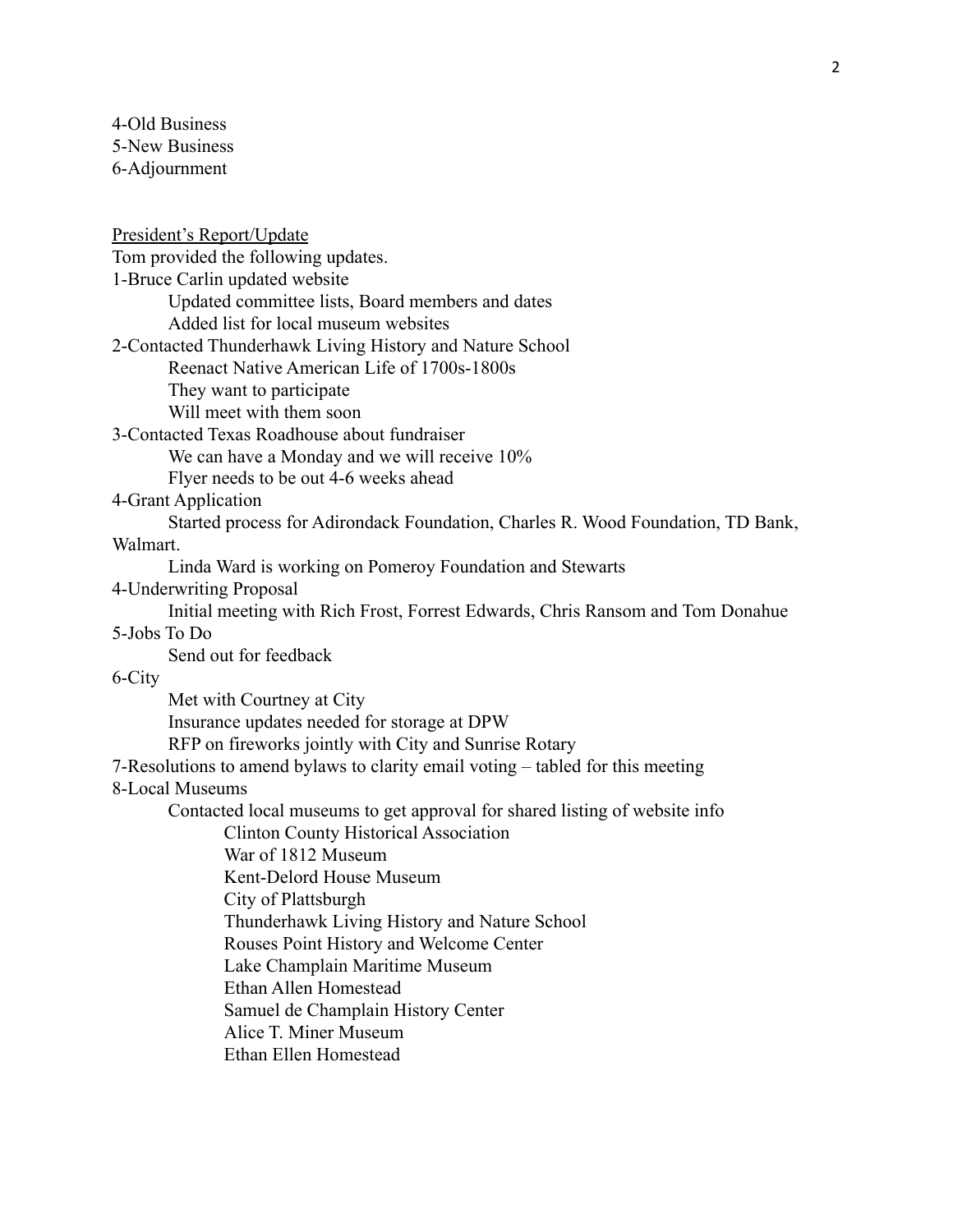4-Old Business
5-New Business
6-Adjournment

<u>President's Report/Update</u>

Tom provided the following updates.

1-Bruce Carlin updated website
- Updated committee lists, Board members and dates
- Added list for local museum websites

2-Contacted Thunderhawk Living History and Nature School
- Reenact Native American Life of 1700s-1800s
- They want to participate
- Will meet with them soon

3-Contacted Texas Roadhouse about fundraiser
- We can have a Monday and we will receive 10%
- Flyer needs to be out 4-6 weeks ahead

4-Grant Application
- Started process for Adirondack Foundation, Charles R. Wood Foundation, TD Bank, Walmart.
- Linda Ward is working on Pomeroy Foundation and Stewarts

4-Underwriting Proposal
- Initial meeting with Rich Frost, Forrest Edwards, Chris Ransom and Tom Donahue

5-Jobs To Do
- Send out for feedback

6-City
- Met with Courtney at City
- Insurance updates needed for storage at DPW
- RFP on fireworks jointly with City and Sunrise Rotary

7-Resolutions to amend bylaws to clarity email voting – tabled for this meeting

8-Local Museums
- Contacted local museums to get approval for shared listing of website info
  - Clinton County Historical Association
  - War of 1812 Museum
  - Kent-Delord House Museum
  - City of Plattsburgh
  - Thunderhawk Living History and Nature School
  - Rouses Point History and Welcome Center
  - Lake Champlain Maritime Museum
  - Ethan Allen Homestead
  - Samuel de Champlain History Center
  - Alice T. Miner Museum
  - Ethan Ellen Homestead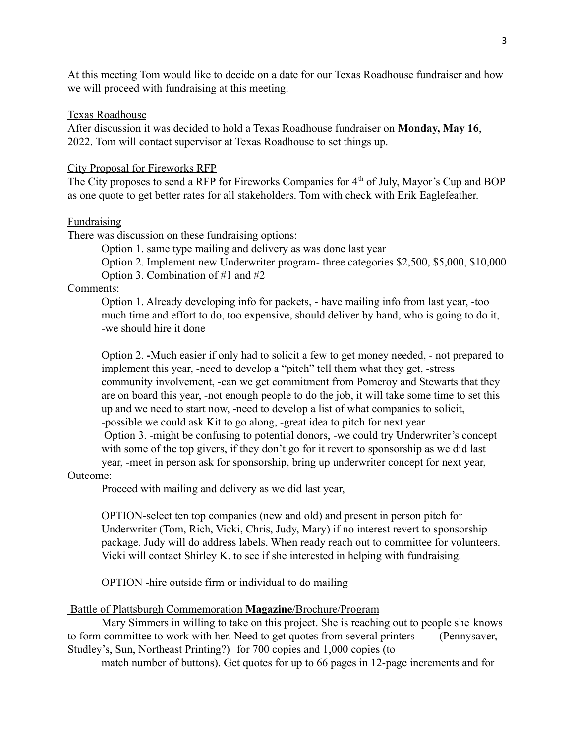At this meeting Tom would like to decide on a date for our Texas Roadhouse fundraiser and how we will proceed with fundraising at this meeting.

<u>Texas Roadhouse</u>

After discussion it was decided to hold a Texas Roadhouse fundraiser on **Monday, May 16**, 2022. Tom will contact supervisor at Texas Roadhouse to set things up.

<u>City Proposal for Fireworks RFP</u>

The City proposes to send a RFP for Fireworks Companies for 4th of July, Mayor's Cup and BOP as one quote to get better rates for all stakeholders. Tom with check with Erik Eaglefeather.

<u>Fundraising</u>

There was discussion on these fundraising options:

Option 1. same type mailing and delivery as was done last year

Option 2. Implement new Underwriter program- three categories $2,500, $5,000, $10,000

Option 3. Combination of #1 and #2

Comments:

Option 1. Already developing info for packets, - have mailing info from last year, -too much time and effort to do, too expensive, should deliver by hand, who is going to do it, -we should hire it done

Option 2. -Much easier if only had to solicit a few to get money needed, - not prepared to implement this year, -need to develop a "pitch" tell them what they get, -stress community involvement, -can we get commitment from Pomeroy and Stewarts that they are on board this year, -not enough people to do the job, it will take some time to set this up and we need to start now, -need to develop a list of what companies to solicit, -possible we could ask Kit to go along, -great idea to pitch for next year

Option 3. -might be confusing to potential donors, -we could try Underwriter's concept with some of the top givers, if they don't go for it revert to sponsorship as we did last year, -meet in person ask for sponsorship, bring up underwriter concept for next year,

Outcome:

Proceed with mailing and delivery as we did last year,

OPTION-select ten top companies (new and old) and present in person pitch for Underwriter (Tom, Rich, Vicki, Chris, Judy, Mary) if no interest revert to sponsorship package. Judy will do address labels. When ready reach out to committee for volunteers. Vicki will contact Shirley K. to see if she interested in helping with fundraising.

OPTION -hire outside firm or individual to do mailing

<u>Battle of Plattsburgh Commemoration **Magazine**/Brochure/Program</u>

Mary Simmers in willing to take on this project. She is reaching out to people she knows to form committee to work with her. Need to get quotes from several printers (Pennysaver, Studley's, Sun, Northeast Printing?) for 700 copies and 1,000 copies (to match number of buttons). Get quotes for up to 66 pages in 12-page increments and for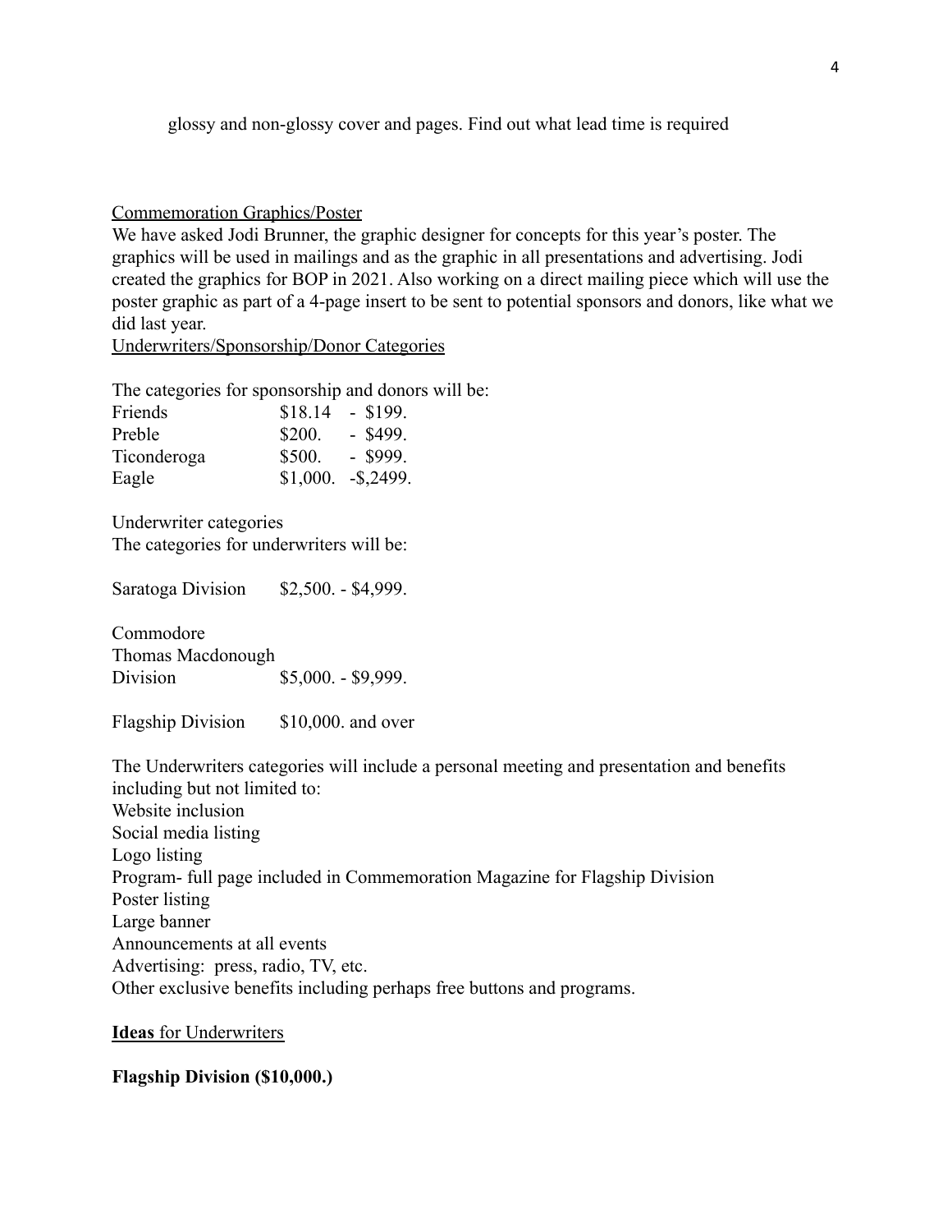glossy and non-glossy cover and pages. Find out what lead time is required

<u>Commemoration Graphics/Poster</u>

We have asked Jodi Brunner, the graphic designer for concepts for this year's poster. The graphics will be used in mailings and as the graphic in all presentations and advertising. Jodi created the graphics for BOP in 2021. Also working on a direct mailing piece which will use the poster graphic as part of a 4-page insert to be sent to potential sponsors and donors, like what we did last year.

<u>Underwriters/Sponsorship/Donor Categories</u>

The categories for sponsorship and donors will be:

| | |
|---|---|
| Friends | $18.14 - $199. |
| Preble | $200. - $499. |
| Ticonderoga | $500. - $999. |
| Eagle | $1,000. -$,2499. |

Underwriter categories

The categories for underwriters will be:

| | |
|---|---|
| Saratoga Division | $2,500. - $4,999. |
| Commodore Thomas Macdonough Division | $5,000. - $9,999. |
| Flagship Division | $10,000. and over |

The Underwriters categories will include a personal meeting and presentation and benefits including but not limited to:

Website inclusion
Social media listing
Logo listing
Program- full page included in Commemoration Magazine for Flagship Division
Poster listing
Large banner
Announcements at all events
Advertising: press, radio, TV, etc.
Other exclusive benefits including perhaps free buttons and programs.

**Ideas** <u>for Underwriters</u>

**Flagship Division ($10,000.)**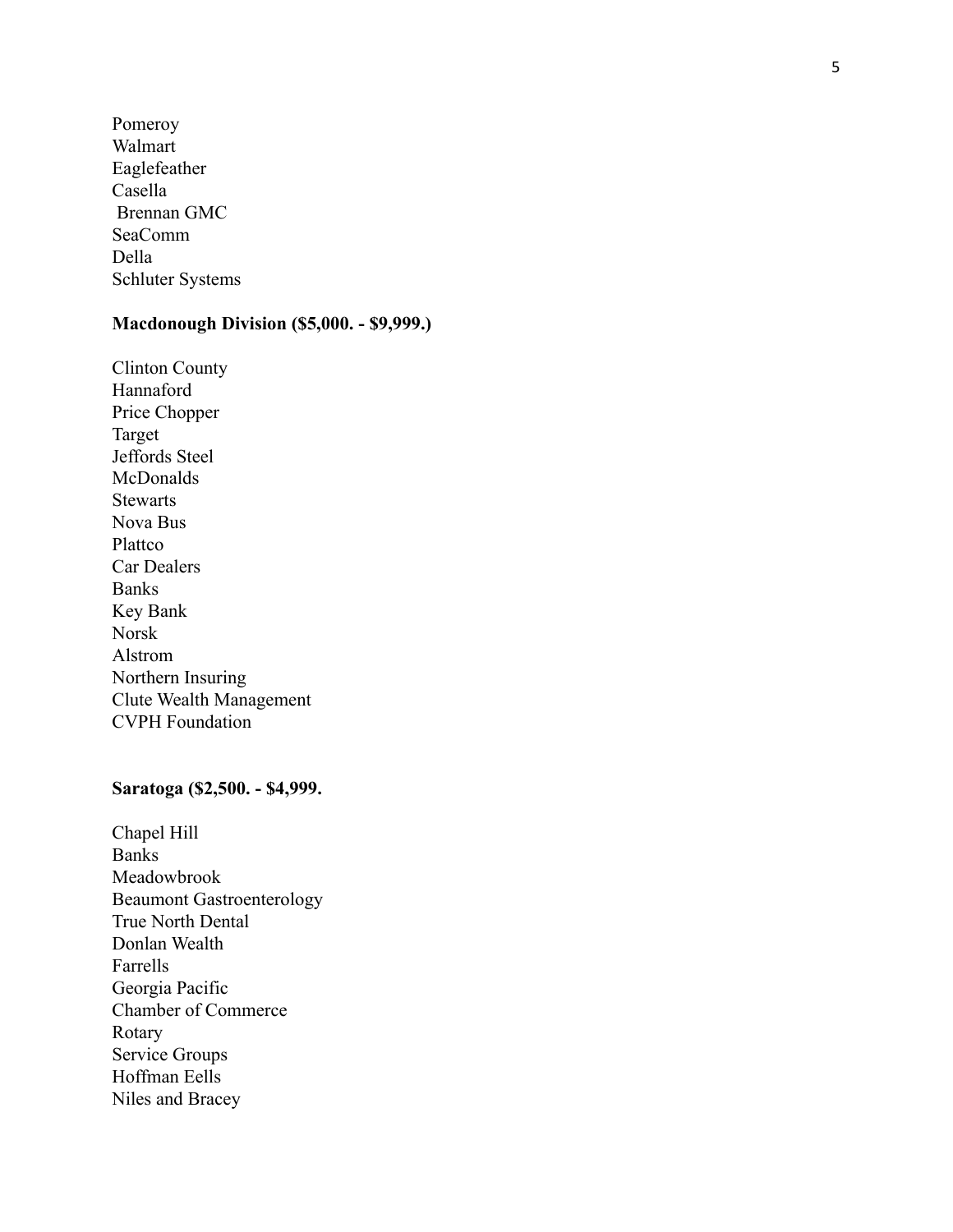Pomeroy
Walmart
Eaglefeather
Casella
Brennan GMC
SeaComm
Della
Schluter Systems

**Macdonough Division ($5,000. - $9,999.)**

Clinton County
Hannaford
Price Chopper
Target
Jeffords Steel
McDonalds
Stewarts
Nova Bus
Plattco
Car Dealers
Banks
Key Bank
Norsk
Alstrom
Northern Insuring
Clute Wealth Management
CVPH Foundation

**Saratoga ($2,500. - $4,999.**

Chapel Hill
Banks
Meadowbrook
Beaumont Gastroenterology
True North Dental
Donlan Wealth
Farrells
Georgia Pacific
Chamber of Commerce
Rotary
Service Groups
Hoffman Eells
Niles and Bracey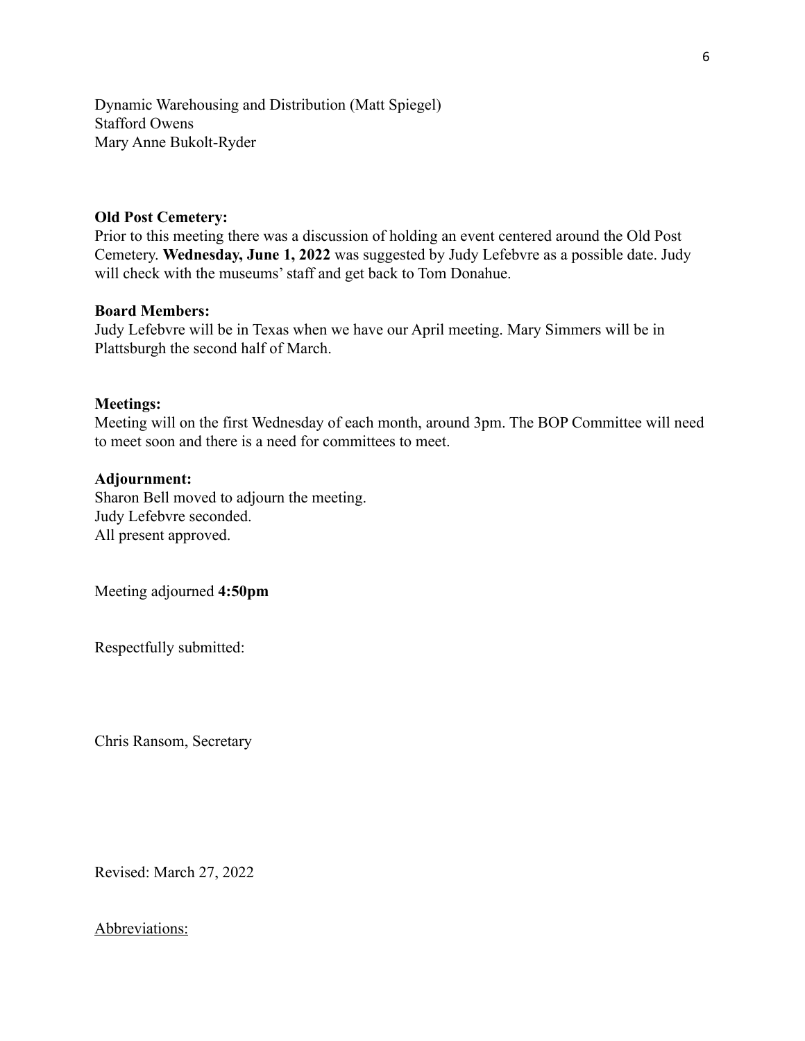Dynamic Warehousing and Distribution (Matt Spiegel)
Stafford Owens
Mary Anne Bukolt-Ryder

**Old Post Cemetery:**
Prior to this meeting there was a discussion of holding an event centered around the Old Post Cemetery. **Wednesday, June 1, 2022** was suggested by Judy Lefebvre as a possible date. Judy will check with the museums' staff and get back to Tom Donahue.

**Board Members:**
Judy Lefebvre will be in Texas when we have our April meeting. Mary Simmers will be in Plattsburgh the second half of March.

**Meetings:**
Meeting will on the first Wednesday of each month, around 3pm. The BOP Committee will need to meet soon and there is a need for committees to meet.

**Adjournment:**
Sharon Bell moved to adjourn the meeting.
Judy Lefebvre seconded.
All present approved.

Meeting adjourned **4:50pm**

Respectfully submitted:

Chris Ransom, Secretary

Revised: March 27, 2022

Abbreviations: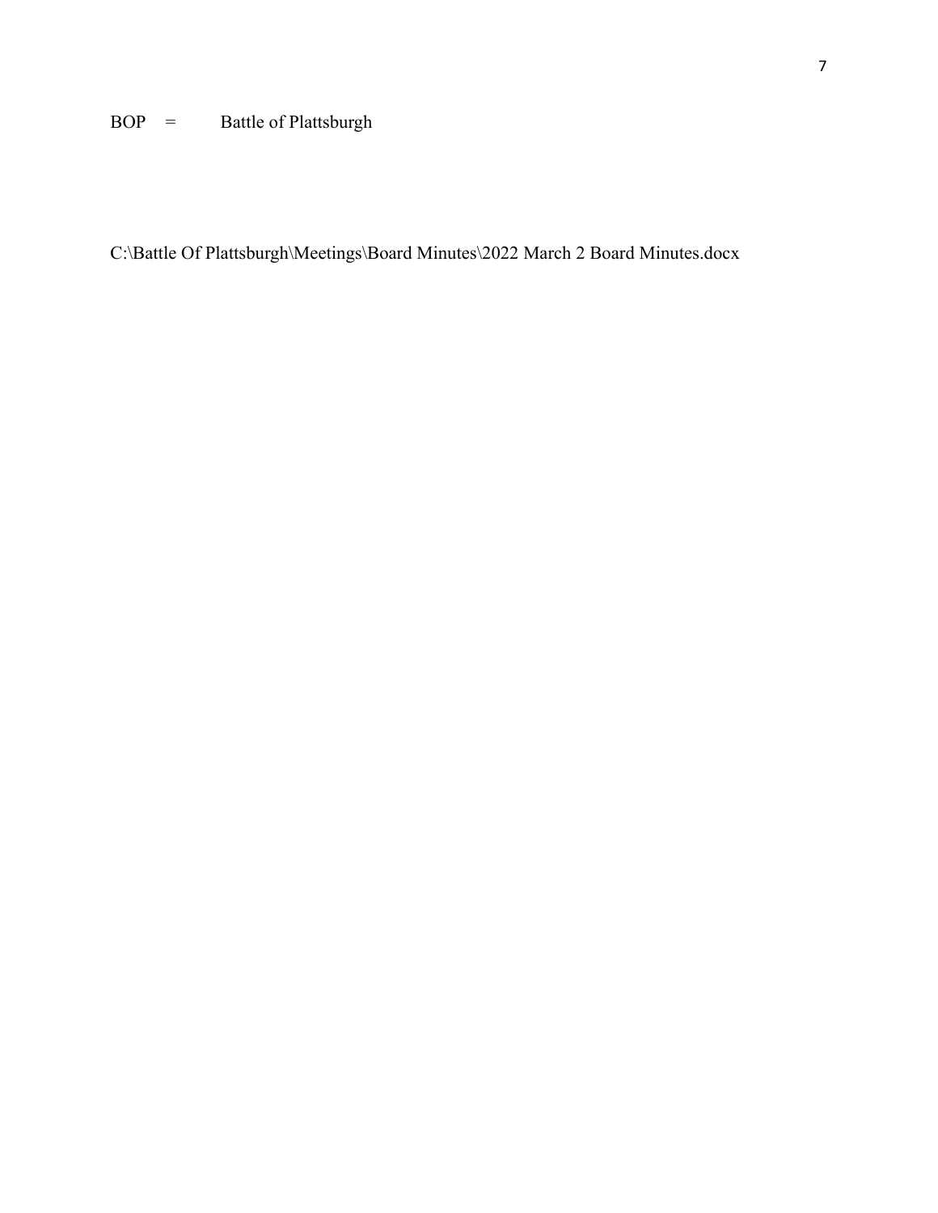BOP = Battle of Plattsburgh

C:\Battle Of Plattsburgh\Meetings\Board Minutes\2022 March 2 Board Minutes.docx